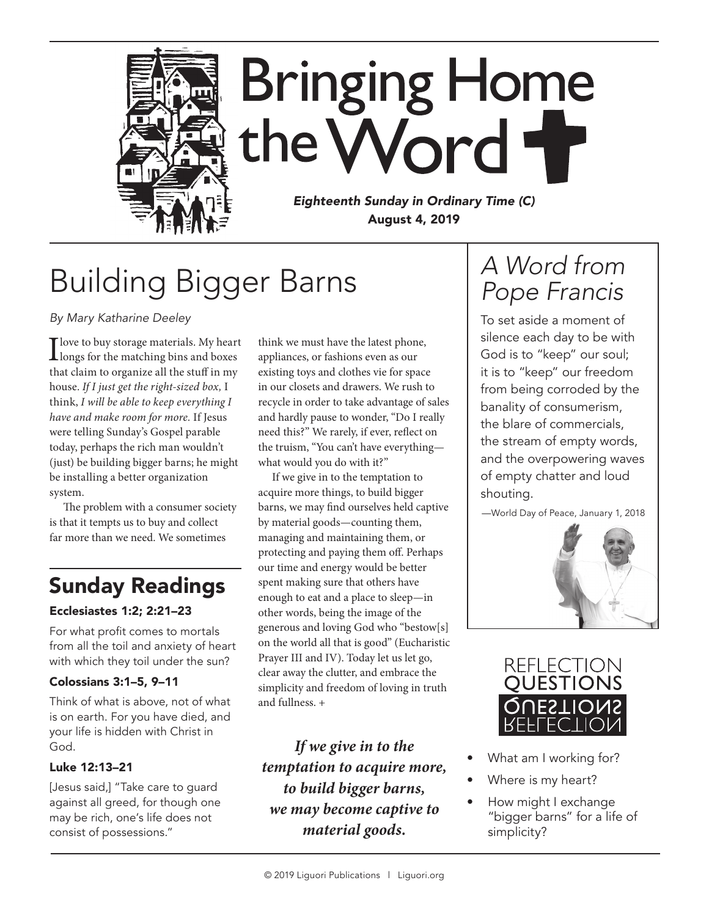# Bringing Home the Word

*Eighteenth Sunday in Ordinary Time (C)*
**August 4, 2019**

## Building Bigger Barns

*By Mary Katharine Deeley*

I love to buy storage materials. My heart longs for the matching bins and boxes that claim to organize all the stuff in my house. *If I just get the right-sized box,* I think, *I will be able to keep everything I have and make room for more.* If Jesus were telling Sunday's Gospel parable today, perhaps the rich man wouldn't (just) be building bigger barns; he might be installing a better organization system.

The problem with a consumer society is that it tempts us to buy and collect far more than we need. We sometimes think we must have the latest phone, appliances, or fashions even as our existing toys and clothes vie for space in our closets and drawers. We rush to recycle in order to take advantage of sales and hardly pause to wonder, "Do I really need this?" We rarely, if ever, reflect on the truism, "You can't have everything—what would you do with it?"

If we give in to the temptation to acquire more things, to build bigger barns, we may find ourselves held captive by material goods—counting them, managing and maintaining them, or protecting and paying them off. Perhaps our time and energy would be better spent making sure that others have enough to eat and a place to sleep—in other words, being the image of the generous and loving God who "bestow[s] on the world all that is good" (Eucharistic Prayer III and IV). Today let us let go, clear away the clutter, and embrace the simplicity and freedom of loving in truth and fullness. +

***If we give in to the temptation to acquire more, to build bigger barns, we may become captive to material goods.***

## Sunday Readings

**Ecclesiastes 1:2; 2:21–23**

For what profit comes to mortals from all the toil and anxiety of heart with which they toil under the sun?

**Colossians 3:1–5, 9–11**

Think of what is above, not of what is on earth. For you have died, and your life is hidden with Christ in God.

**Luke 12:13–21**

[Jesus said,] "Take care to guard against all greed, for though one may be rich, one's life does not consist of possessions."

## *A Word from Pope Francis*

To set aside a moment of silence each day to be with God is to "keep" our soul; it is to "keep" our freedom from being corroded by the banality of consumerism, the blare of commercials, the stream of empty words, and the overpowering waves of empty chatter and loud shouting.

—World Day of Peace, January 1, 2018

## Reflection Questions

- What am I working for?
- Where is my heart?
- How might I exchange "bigger barns" for a life of simplicity?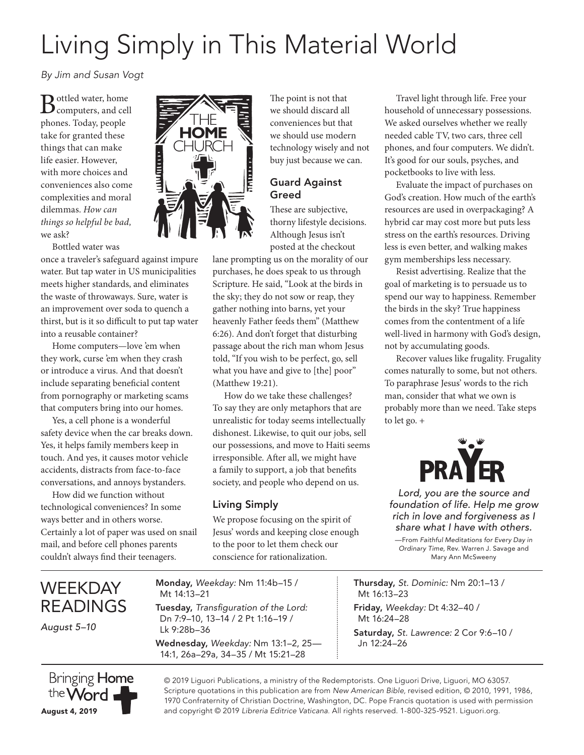# Living Simply in This Material World

*By Jim and Susan Vogt*

Bottled water, home computers, and cell phones. Today, people take for granted these things that can make life easier. However, with more choices and conveniences also come complexities and moral dilemmas. *How can things so helpful be bad,* we ask?

Bottled water was once a traveler's safeguard against impure water. But tap water in US municipalities meets higher standards, and eliminates the waste of throwaways. Sure, water is an improvement over soda to quench a thirst, but is it so difficult to put tap water into a reusable container?

Home computers—love 'em when they work, curse 'em when they crash or introduce a virus. And that doesn't include separating beneficial content from pornography or marketing scams that computers bring into our homes.

Yes, a cell phone is a wonderful safety device when the car breaks down. Yes, it helps family members keep in touch. And yes, it causes motor vehicle accidents, distracts from face-to-face conversations, and annoys bystanders.

How did we function without technological conveniences? In some ways better and in others worse. Certainly a lot of paper was used on snail mail, and before cell phones parents couldn't always find their teenagers.

THE HOME CHURCH

The point is not that we should discard all conveniences but that we should use modern technology wisely and not buy just because we can.

## Guard Against Greed

These are subjective, thorny lifestyle decisions. Although Jesus isn't posted at the checkout lane prompting us on the morality of our purchases, he does speak to us through Scripture. He said, "Look at the birds in the sky; they do not sow or reap, they gather nothing into barns, yet your heavenly Father feeds them" (Matthew 6:26). And don't forget that disturbing passage about the rich man whom Jesus told, "If you wish to be perfect, go, sell what you have and give to [the] poor" (Matthew 19:21).

How do we take these challenges? To say they are only metaphors that are unrealistic for today seems intellectually dishonest. Likewise, to quit our jobs, sell our possessions, and move to Haiti seems irresponsible. After all, we might have a family to support, a job that benefits society, and people who depend on us.

## Living Simply

We propose focusing on the spirit of Jesus' words and keeping close enough to the poor to let them check our conscience for rationalization.

Travel light through life. Free your household of unnecessary possessions. We asked ourselves whether we really needed cable TV, two cars, three cell phones, and four computers. We didn't. It's good for our souls, psyches, and pocketbooks to live with less.

Evaluate the impact of purchases on God's creation. How much of the earth's resources are used in overpackaging? A hybrid car may cost more but puts less stress on the earth's resources. Driving less is even better, and walking makes gym memberships less necessary.

Resist advertising. Realize that the goal of marketing is to persuade us to spend our way to happiness. Remember the birds in the sky? True happiness comes from the contentment of a life well-lived in harmony with God's design, not by accumulating goods.

Recover values like frugality. Frugality comes naturally to some, but not others. To paraphrase Jesus' words to the rich man, consider that what we own is probably more than we need. Take steps to let go. +

## PRAYER

*Lord, you are the source and foundation of life. Help me grow rich in love and forgiveness as I share what I have with others.*

—From *Faithful Meditations for Every Day in Ordinary Time*, Rev. Warren J. Savage and Mary Ann McSweeny

## WEEKDAY READINGS

*August 5–10*

**Monday,** *Weekday:* Nm 11:4b–15 / Mt 14:13–21

**Tuesday,** *Transfiguration of the Lord:* Dn 7:9–10, 13–14 / 2 Pt 1:16–19 / Lk 9:28b–36

**Wednesday,** *Weekday:* Nm 13:1–2, 25—14:1, 26a–29a, 34–35 / Mt 15:21–28

**Thursday,** *St. Dominic:* Nm 20:1–13 / Mt 16:13–23

**Friday,** *Weekday:* Dt 4:32–40 / Mt 16:24–28

**Saturday,** *St. Lawrence:* 2 Cor 9:6–10 / Jn 12:24–26

Bringing Home the Word

**August 4, 2019**

© 2019 Liguori Publications, a ministry of the Redemptorists. One Liguori Drive, Liguori, MO 63057. Scripture quotations in this publication are from *New American Bible,* revised edition, © 2010, 1991, 1986, 1970 Confraternity of Christian Doctrine, Washington, DC. Pope Francis quotation is used with permission and copyright © 2019 *Libreria Editrice Vaticana.* All rights reserved. 1-800-325-9521. Liguori.org.